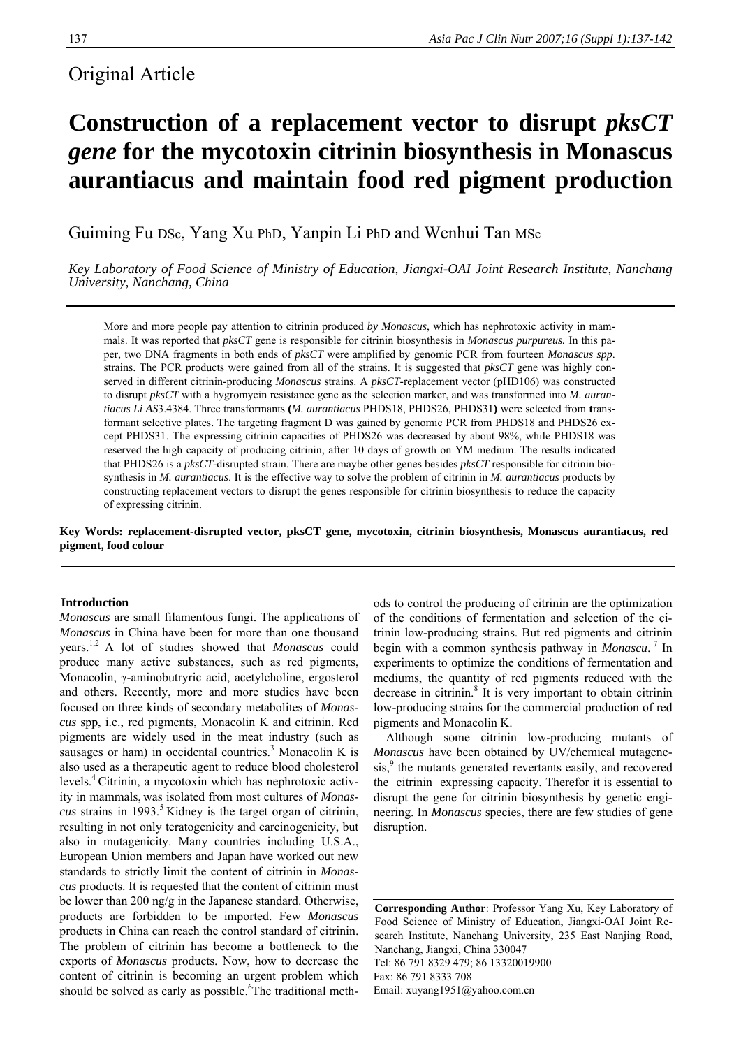Original Article

# Construction of a replacement vector to disrupt *pksCT gene* for the mycotoxin citrinin biosynthesis in Monascus aurantiacus and maintain food red pigment production

Guiming Fu DSc, Yang Xu PhD, Yanpin Li PhD and Wenhui Tan MSc

*Key Laboratory of Food Science of Ministry of Education, Jiangxi-OAI Joint Research Institute, Nanchang University, Nanchang, China*

More and more people pay attention to citrinin produced *by Monascus*, which has nephrotoxic activity in mammals. It was reported that *pksCT* gene is responsible for citrinin biosynthesis in *Monascus purpureus.* In this paper, two DNA fragments in both ends of *pksCT* were amplified by genomic PCR from fourteen *Monascus spp*. strains. The PCR products were gained from all of the strains. It is suggested that *pksCT* gene was highly conserved in different citrinin-producing *Monascus* strains. A *pksCT*-replacement vector (pHD106) was constructed to disrupt *pksCT* with a hygromycin resistance gene as the selection marker, and was transformed into *M. aurantiacus Li AS*3.4384. Three transformants **(***M. aurantiacus* PHDS18, PHDS26, PHDS31**)** were selected from **t**ransformant selective plates. The targeting fragment D was gained by genomic PCR from PHDS18 and PHDS26 except PHDS31. The expressing citrinin capacities of PHDS26 was decreased by about 98%, while PHDS18 was reserved the high capacity of producing citrinin, after 10 days of growth on YM medium. The results indicated that PHDS26 is a *pksCT*-disrupted strain. There are maybe other genes besides *pksCT* responsible for citrinin biosynthesis in *M. aurantiacus*. It is the effective way to solve the problem of citrinin in *M. aurantiacus* products by constructing replacement vectors to disrupt the genes responsible for citrinin biosynthesis to reduce the capacity of expressing citrinin.

**Key Words: replacement-disrupted vector, pksCT gene, mycotoxin, citrinin biosynthesis, Monascus aurantiacus, red pigment, food colour**

## Introduction

*Monascus* are small filamentous fungi. The applications of *Monascus* in China have been for more than one thousand years.[1,2] A lot of studies showed that *Monascus* could produce many active substances, such as red pigments, Monacolin, γ-aminobutryric acid, acetylcholine, ergosterol and others. Recently, more and more studies have been focused on three kinds of secondary metabolites of *Monascus* spp, i.e., red pigments, Monacolin K and citrinin. Red pigments are widely used in the meat industry (such as sausages or ham) in occidental countries.[3] Monacolin K is also used as a therapeutic agent to reduce blood cholesterol levels.[4] Citrinin, a mycotoxin which has nephrotoxic activity in mammals, was isolated from most cultures of *Monascus* strains in 1993.[5] Kidney is the target organ of citrinin, resulting in not only teratogenicity and carcinogenicity, but also in mutagenicity. Many countries including U.S.A., European Union members and Japan have worked out new standards to strictly limit the content of citrinin in *Monascus* products. It is requested that the content of citrinin must be lower than 200 ng/g in the Japanese standard. Otherwise, products are forbidden to be imported. Few *Monascus* products in China can reach the control standard of citrinin. The problem of citrinin has become a bottleneck to the exports of *Monascus* products. Now, how to decrease the content of citrinin is becoming an urgent problem which should be solved as early as possible.[6] The traditional methods to control the producing of citrinin are the optimization of the conditions of fermentation and selection of the citrinin low-producing strains. But red pigments and citrinin begin with a common synthesis pathway in *Monascu*.[7] In experiments to optimize the conditions of fermentation and mediums, the quantity of red pigments reduced with the decrease in citrinin.[8] It is very important to obtain citrinin low-producing strains for the commercial production of red pigments and Monacolin K.

Although some citrinin low-producing mutants of *Monascus* have been obtained by UV/chemical mutagenesis,[9] the mutants generated revertants easily, and recovered the citrinin expressing capacity. Therefor it is essential to disrupt the gene for citrinin biosynthesis by genetic engineering. In *Monascus* species, there are few studies of gene disruption.

**Corresponding Author**: Professor Yang Xu, Key Laboratory of Food Science of Ministry of Education, Jiangxi-OAI Joint Research Institute, Nanchang University, 235 East Nanjing Road, Nanchang, Jiangxi, China 330047
Tel: 86 791 8329 479; 86 13320019900
Fax: 86 791 8333 708
Email: xuyang1951@yahoo.com.cn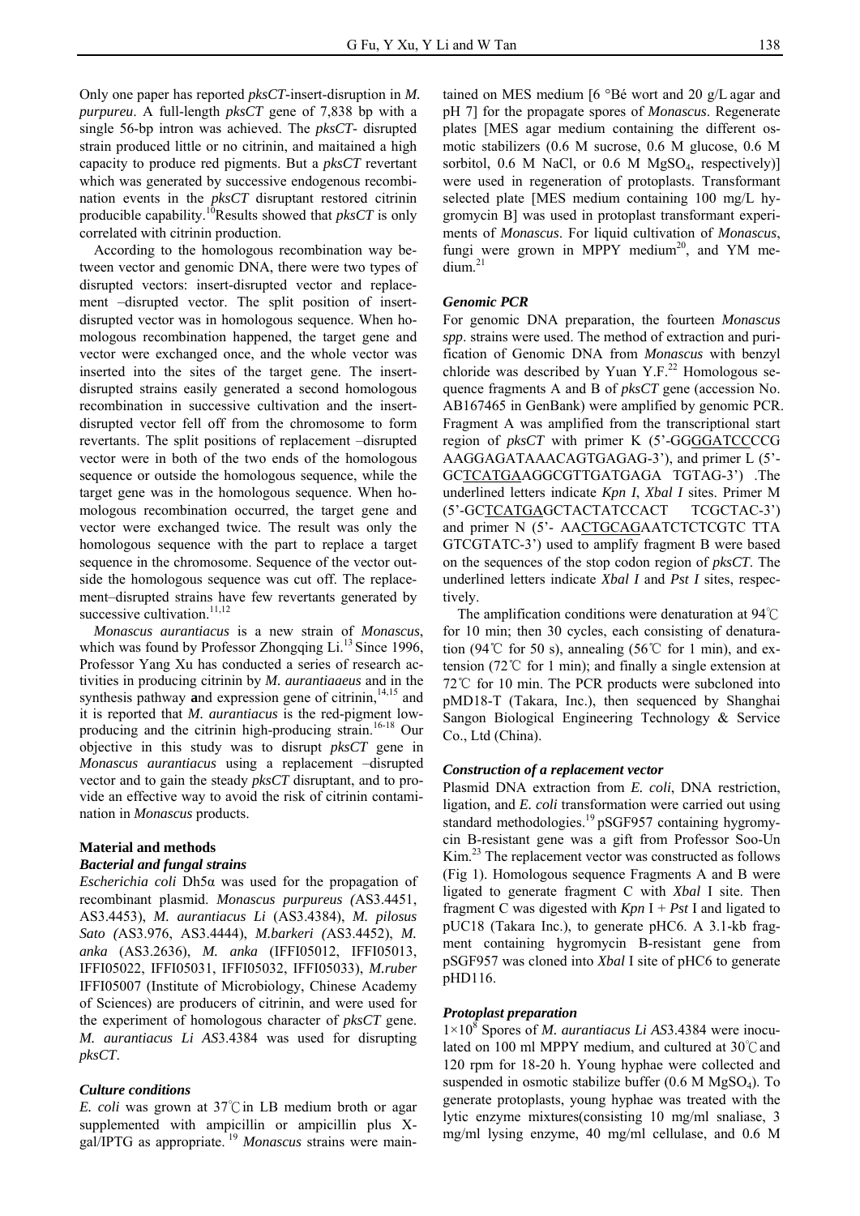Only one paper has reported *pksCT*-insert-disruption in *M. purpureu*. A full-length *pksCT* gene of 7,838 bp with a single 56-bp intron was achieved. The *pksCT*- disrupted strain produced little or no citrinin, and maitained a high capacity to produce red pigments. But a *pksCT* revertant which was generated by successive endogenous recombination events in the *pksCT* disruptant restored citrinin producible capability.[10]Results showed that *pksCT* is only correlated with citrinin production.

According to the homologous recombination way between vector and genomic DNA, there were two types of disrupted vectors: insert-disrupted vector and replacement –disrupted vector. The split position of insert-disrupted vector was in homologous sequence. When homologous recombination happened, the target gene and vector were exchanged once, and the whole vector was inserted into the sites of the target gene. The insert-disrupted strains easily generated a second homologous recombination in successive cultivation and the insert-disrupted vector fell off from the chromosome to form revertants. The split positions of replacement –disrupted vector were in both of the two ends of the homologous sequence or outside the homologous sequence, while the target gene was in the homologous sequence. When homologous recombination occurred, the target gene and vector were exchanged twice. The result was only the homologous sequence with the part to replace a target sequence in the chromosome. Sequence of the vector outside the homologous sequence was cut off. The replacement–disrupted strains have few revertants generated by successive cultivation.[11,12]

*Monascus aurantiacus* is a new strain of *Monascus*, which was found by Professor Zhongqing Li.[13] Since 1996, Professor Yang Xu has conducted a series of research activities in producing citrinin by *M. aurantiaaeus* and in the synthesis pathway **a**nd expression gene of citrinin,[14,15] and it is reported that *M. aurantiacus* is the red-pigment low-producing and the citrinin high-producing strain.[16-18] Our objective in this study was to disrupt *pksCT* gene in *Monascus aurantiacus* using a replacement –disrupted vector and to gain the steady *pksCT* disruptant, and to provide an effective way to avoid the risk of citrinin contamination in *Monascus* products.

## Material and methods

### Bacterial and fungal strains

*Escherichia coli* Dh5α was used for the propagation of recombinant plasmid. *Monascus purpureus (*AS3.4451, AS3.4453), *M. aurantiacus Li* (AS3.4384), *M. pilosus Sato (*AS3.976, AS3.4444), *M.barkeri (*AS3.4452), *M. anka* (AS3.2636), *M. anka* (IFFI05012, IFFI05013, IFFI05022, IFFI05031, IFFI05032, IFFI05033), *M.ruber* IFFI05007 (Institute of Microbiology, Chinese Academy of Sciences) are producers of citrinin, and were used for the experiment of homologous character of *pksCT* gene. *M. aurantiacus Li AS*3.4384 was used for disrupting *pksCT*.

### Culture conditions

*E. coli* was grown at 37℃in LB medium broth or agar supplemented with ampicillin or ampicillin plus X-gal/IPTG as appropriate. [19] *Monascus* strains were maintained on MES medium [6 °Bé wort and 20 g/L agar and pH 7] for the propagate spores of *Monascus*. Regenerate plates [MES agar medium containing the different osmotic stabilizers (0.6 M sucrose, 0.6 M glucose, 0.6 M sorbitol, 0.6 M NaCl, or 0.6 M $MgSO_4$, respectively)] were used in regeneration of protoplasts. Transformant selected plate [MES medium containing 100 mg/L hygromycin B] was used in protoplast transformant experiments of *Monascus*. For liquid cultivation of *Monascus*, fungi were grown in MPPY medium[20], and YM medium.[21]

### Genomic PCR

For genomic DNA preparation, the fourteen *Monascus spp*. strains were used. The method of extraction and purification of Genomic DNA from *Monascus* with benzyl chloride was described by Yuan Y.F.[22] Homologous sequence fragments A and B of *pksCT* gene (accession No. AB167465 in GenBank) were amplified by genomic PCR. Fragment A was amplified from the transcriptional start region of *pksCT* with primer K (5'-GGGGATCCCCG AAGGAGATAAACAGTGAGAG-3'), and primer L (5'-GCTCATGAAGGCGTTGATGAGA TGTAG-3') .The underlined letters indicate *Kpn I*, *XbaI I* sites. Primer M (5'-GCTCATGAGCTACTATCCACT TCGCTAC-3') and primer N (5'- AACTGCAGAATCTCTCGTC TTA GTCGTATC-3') used to amplify fragment B were based on the sequences of the stop codon region of *pksCT*. The underlined letters indicate *XbaI I* and *Pst I* sites, respectively.

The amplification conditions were denaturation at 94℃ for 10 min; then 30 cycles, each consisting of denaturation (94℃ for 50 s), annealing (56℃ for 1 min), and extension (72℃ for 1 min); and finally a single extension at 72℃ for 10 min. The PCR products were subcloned into pMD18-T (Takara, Inc.), then sequenced by Shanghai Sangon Biological Engineering Technology & Service Co., Ltd (China).

### Construction of a replacement vector

Plasmid DNA extraction from *E. coli*, DNA restriction, ligation, and *E. coli* transformation were carried out using standard methodologies.[19] pSGF957 containing hygromycin B-resistant gene was a gift from Professor Soo-Un Kim.[23] The replacement vector was constructed as follows (Fig 1). Homologous sequence Fragments A and B were ligated to generate fragment C with *XbaI* I site. Then fragment C was digested with *Kpn* I + *Pst* I and ligated to pUC18 (Takara Inc.), to generate pHC6. A 3.1-kb fragment containing hygromycin B-resistant gene from pSGF957 was cloned into *XbaI* I site of pHC6 to generate pHD116.

### Protoplast preparation

$1\times10^8$ Spores of *M. aurantiacus Li AS*3.4384 were inoculated on 100 ml MPPY medium, and cultured at 30℃and 120 rpm for 18-20 h. Young hyphae were collected and suspended in osmotic stabilize buffer (0.6 M $MgSO_4$). To generate protoplasts, young hyphae was treated with the lytic enzyme mixtures(consisting 10 mg/ml snaliase, 3 mg/ml lysing enzyme, 40 mg/ml cellulase, and 0.6 M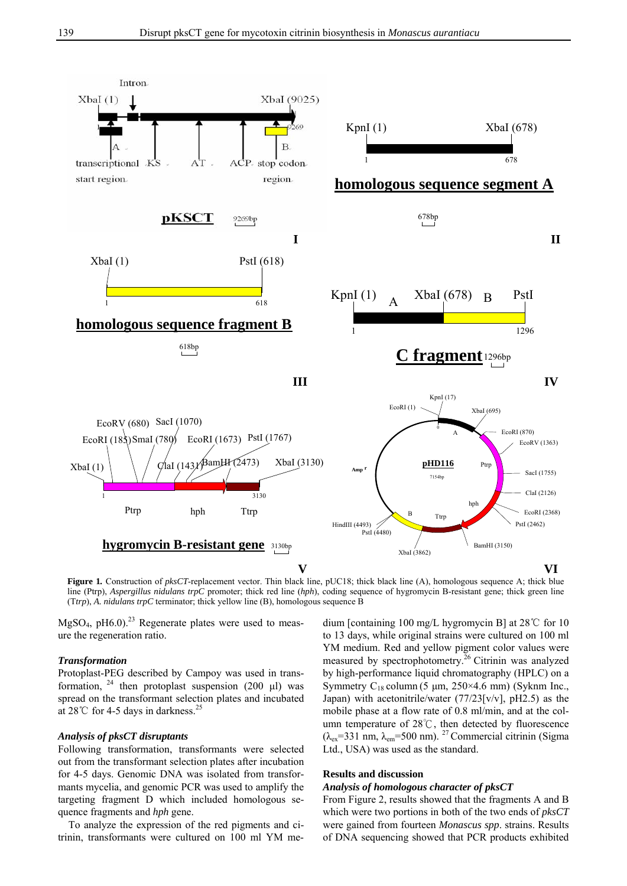**Figure 1.** Construction of *pksCT*-replacement vector. Thin black line, pUC18; thick black line (A), homologous sequence A; thick blue line (Ptrp), *Aspergillus nidulans trpC* promoter; thick red line (*hph*), coding sequence of hygromycin B-resistant gene; thick green line (T*trp*), *A. nidulans trpC* terminator; thick yellow line (B), homologous sequence B

$MgSO_4$, pH6.0).[23] Regenerate plates were used to measure the regeneration ratio.

### *Transformation*

Protoplast-PEG described by Campoy was used in transformation, [24] then protoplast suspension (200 μl) was spread on the transformant selection plates and incubated at 28℃ for 4-5 days in darkness.[25]

### *Analysis of pksCT disruptants*

Following transformation, transformants were selected out from the transformant selection plates after incubation for 4-5 days. Genomic DNA was isolated from transformants mycelia, and genomic PCR was used to amplify the targeting fragment D which included homologous sequence fragments and *hph* gene.

To analyze the expression of the red pigments and citrinin, transformants were cultured on 100 ml YM medium [containing 100 mg/L hygromycin B] at 28℃ for 10 to 13 days, while original strains were cultured on 100 ml YM medium. Red and yellow pigment color values were measured by spectrophotometry.[26] Citrinin was analyzed by high-performance liquid chromatography (HPLC) on a Symmetry $C_{18}$ column (5 μm, 250×4.6 mm) (Syknm Inc., Japan) with acetonitrile/water (77/23[v/v], pH2.5) as the mobile phase at a flow rate of 0.8 ml/min, and at the column temperature of 28℃, then detected by fluorescence ($\lambda_{ex}$=331 nm, $\lambda_{em}$=500 nm). [27] Commercial citrinin (Sigma Ltd., USA) was used as the standard.

## Results and discussion

### *Analysis of homologous character of pksCT*

From Figure 2, results showed that the fragments A and B which were two portions in both of the two ends of *pksCT* were gained from fourteen *Monascus spp*. strains. Results of DNA sequencing showed that PCR products exhibited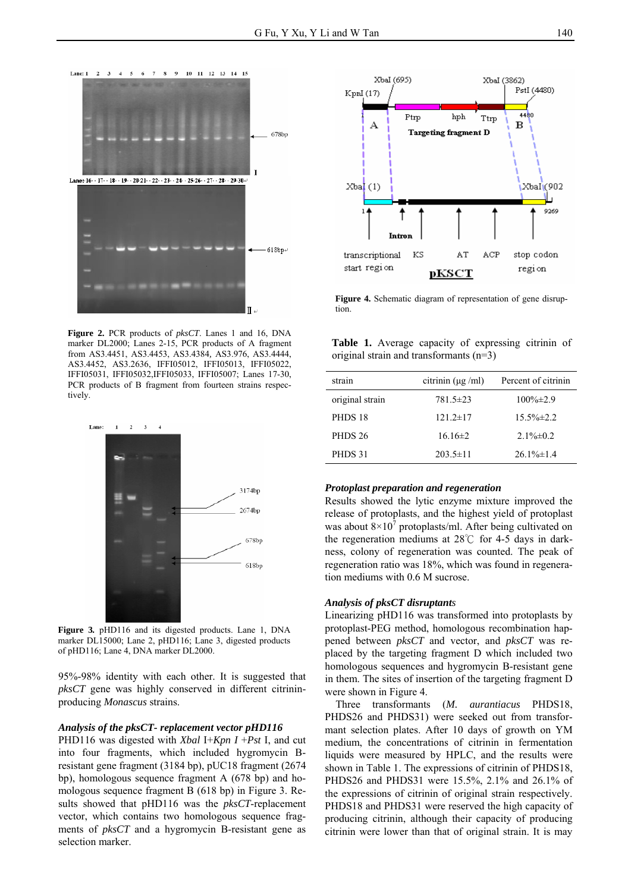Figure 2. PCR products of *pksCT*. Lanes 1 and 16, DNA marker DL2000; Lanes 2-15, PCR products of A fragment from AS3.4451, AS3.4453, AS3.4384, AS3.976, AS3.4444, AS3.4452, AS3.2636, IFFI05012, IFFI05013, IFFI05022, IFFI05031, IFFI05032,IFFI05033, IFFI05007; Lanes 17-30, PCR products of B fragment from fourteen strains respectively.

Figure 3. pHD116 and its digested products. Lane 1, DNA marker DL15000; Lane 2, pHD116; Lane 3, digested products of pHD116; Lane 4, DNA marker DL2000.

95%-98% identity with each other. It is suggested that *pksCT* gene was highly conserved in different citrinin-producing *Monascus* strains.

### *Analysis of the pksCT- replacement vector pHD116*

PHD116 was digested with *Xbal* I+*Kpn I* +*Pst* I, and cut into four fragments, which included hygromycin B-resistant gene fragment (3184 bp), pUC18 fragment (2674 bp), homologous sequence fragment A (678 bp) and homologous sequence fragment B (618 bp) in Figure 3. Results showed that pHD116 was the *pksCT*-replacement vector, which contains two homologous sequence fragments of *pksCT* and a hygromycin B-resistant gene as selection marker.

Figure 4. Schematic diagram of representation of gene disruption.

Table 1. Average capacity of expressing citrinin of original strain and transformants (n=3)

| strain | citrinin (μg /ml) | Percent of citrinin |
|---|---|---|
| original strain | 781.5±23 | 100%±2.9 |
| PHDS 18 | 121.2±17 | 15.5%±2.2 |
| PHDS 26 | 16.16±2 | 2.1%±0.2 |
| PHDS 31 | 203.5±11 | 26.1%±1.4 |

### *Protoplast preparation and regeneration*

Results showed the lytic enzyme mixture improved the release of protoplasts, and the highest yield of protoplast was about $8\times10^7$ protoplasts/ml. After being cultivated on the regeneration mediums at 28℃ for 4-5 days in darkness, colony of regeneration was counted. The peak of regeneration ratio was 18%, which was found in regeneration mediums with 0.6 M sucrose.

### *Analysis of pksCT disruptants*

Linearizing pHD116 was transformed into protoplasts by protoplast-PEG method, homologous recombination happened between *pksCT* and vector, and *pksCT* was replaced by the targeting fragment D which included two homologous sequences and hygromycin B-resistant gene in them. The sites of insertion of the targeting fragment D were shown in Figure 4.

Three transformants (*M. aurantiacus* PHDS18, PHDS26 and PHDS31) were seeked out from transformant selection plates. After 10 days of growth on YM medium, the concentrations of citrinin in fermentation liquids were measured by HPLC, and the results were shown in Table 1. The expressions of citrinin of PHDS18, PHDS26 and PHDS31 were 15.5%, 2.1% and 26.1% of the expressions of citrinin of original strain respectively. PHDS18 and PHDS31 were reserved the high capacity of producing citrinin, although their capacity of producing citrinin were lower than that of original strain. It is may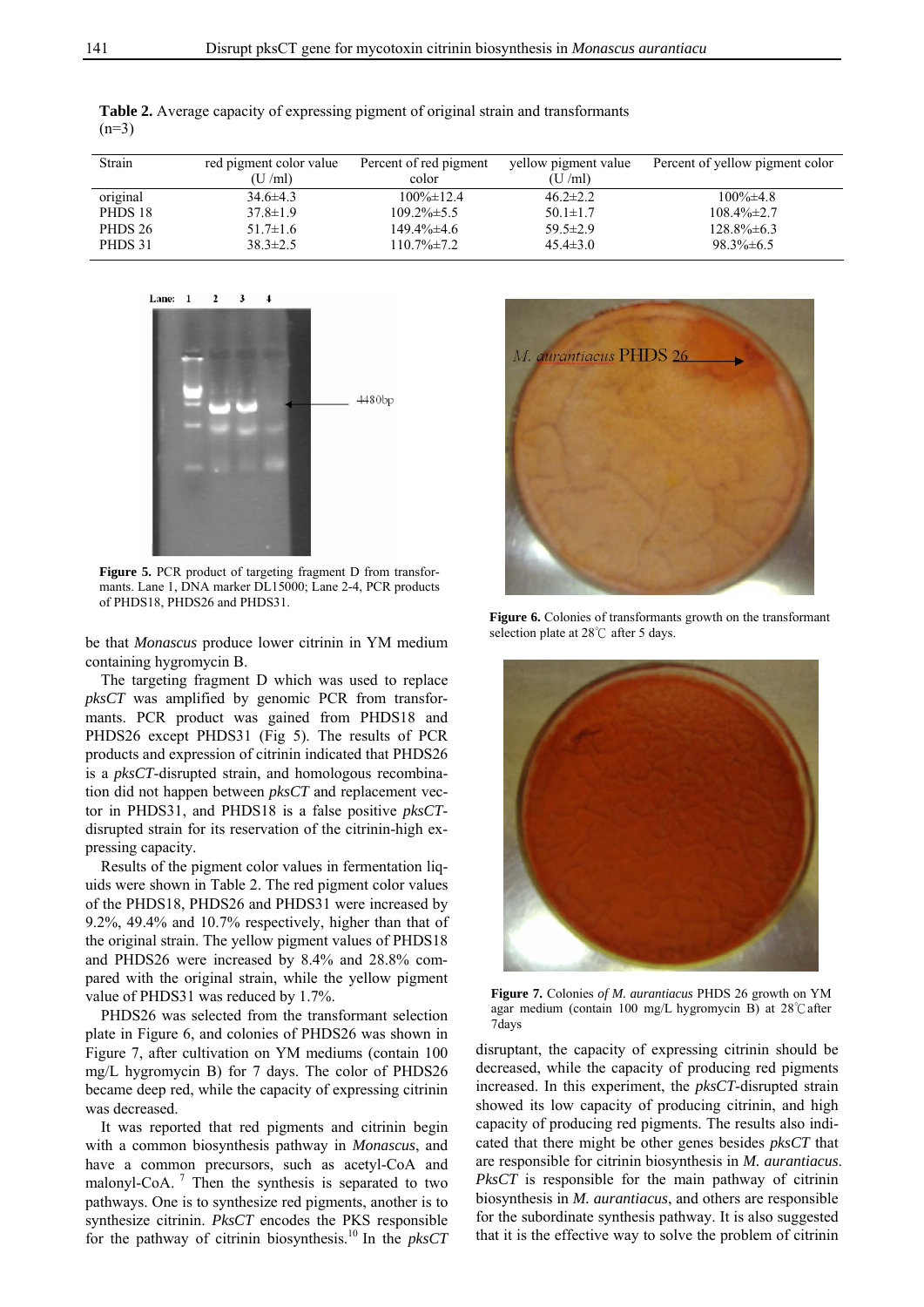**Table 2.** Average capacity of expressing pigment of original strain and transformants (n=3)

| Strain | red pigment color value (U /ml) | Percent of red pigment color | yellow pigment value (U /ml) | Percent of yellow pigment color |
|---|---|---|---|---|
| original | 34.6±4.3 | 100%±12.4 | 46.2±2.2 | 100%±4.8 |
| PHDS 18 | 37.8±1.9 | 109.2%±5.5 | 50.1±1.7 | 108.4%±2.7 |
| PHDS 26 | 51.7±1.6 | 149.4%±4.6 | 59.5±2.9 | 128.8%±6.3 |
| PHDS 31 | 38.3±2.5 | 110.7%±7.2 | 45.4±3.0 | 98.3%±6.5 |

**Figure 5.** PCR product of targeting fragment D from transformants. Lane 1, DNA marker DL15000; Lane 2-4, PCR products of PHDS18, PHDS26 and PHDS31.

be that *Monascus* produce lower citrinin in YM medium containing hygromycin B.

The targeting fragment D which was used to replace *pksCT* was amplified by genomic PCR from transformants. PCR product was gained from PHDS18 and PHDS26 except PHDS31 (Fig 5). The results of PCR products and expression of citrinin indicated that PHDS26 is a *pksCT*-disrupted strain, and homologous recombination did not happen between *pksCT* and replacement vector in PHDS31, and PHDS18 is a false positive *pksCT*-disrupted strain for its reservation of the citrinin-high expressing capacity.

Results of the pigment color values in fermentation liquids were shown in Table 2. The red pigment color values of the PHDS18, PHDS26 and PHDS31 were increased by 9.2%, 49.4% and 10.7% respectively, higher than that of the original strain. The yellow pigment values of PHDS18 and PHDS26 were increased by 8.4% and 28.8% compared with the original strain, while the yellow pigment value of PHDS31 was reduced by 1.7%.

PHDS26 was selected from the transformant selection plate in Figure 6, and colonies of PHDS26 was shown in Figure 7, after cultivation on YM mediums (contain 100 mg/L hygromycin B) for 7 days. The color of PHDS26 became deep red, while the capacity of expressing citrinin was decreased.

It was reported that red pigments and citrinin begin with a common biosynthesis pathway in *Monascus*, and have a common precursors, such as acetyl-CoA and malonyl-CoA. [7] Then the synthesis is separated to two pathways. One is to synthesize red pigments, another is to synthesize citrinin. *PksCT* encodes the PKS responsible for the pathway of citrinin biosynthesis.[10] In the *pksCT*

**Figure 6.** Colonies of transformants growth on the transformant selection plate at 28℃ after 5 days.

**Figure 7.** Colonies *of M. aurantiacus* PHDS 26 growth on YM agar medium (contain 100 mg/L hygromycin B) at 28℃after 7days

disruptant, the capacity of expressing citrinin should be decreased, while the capacity of producing red pigments increased. In this experiment, the *pksCT*-disrupted strain showed its low capacity of producing citrinin, and high capacity of producing red pigments. The results also indicated that there might be other genes besides *pksCT* that are responsible for citrinin biosynthesis in *M. aurantiacus*. *PksCT* is responsible for the main pathway of citrinin biosynthesis in *M. aurantiacus*, and others are responsible for the subordinate synthesis pathway. It is also suggested that it is the effective way to solve the problem of citrinin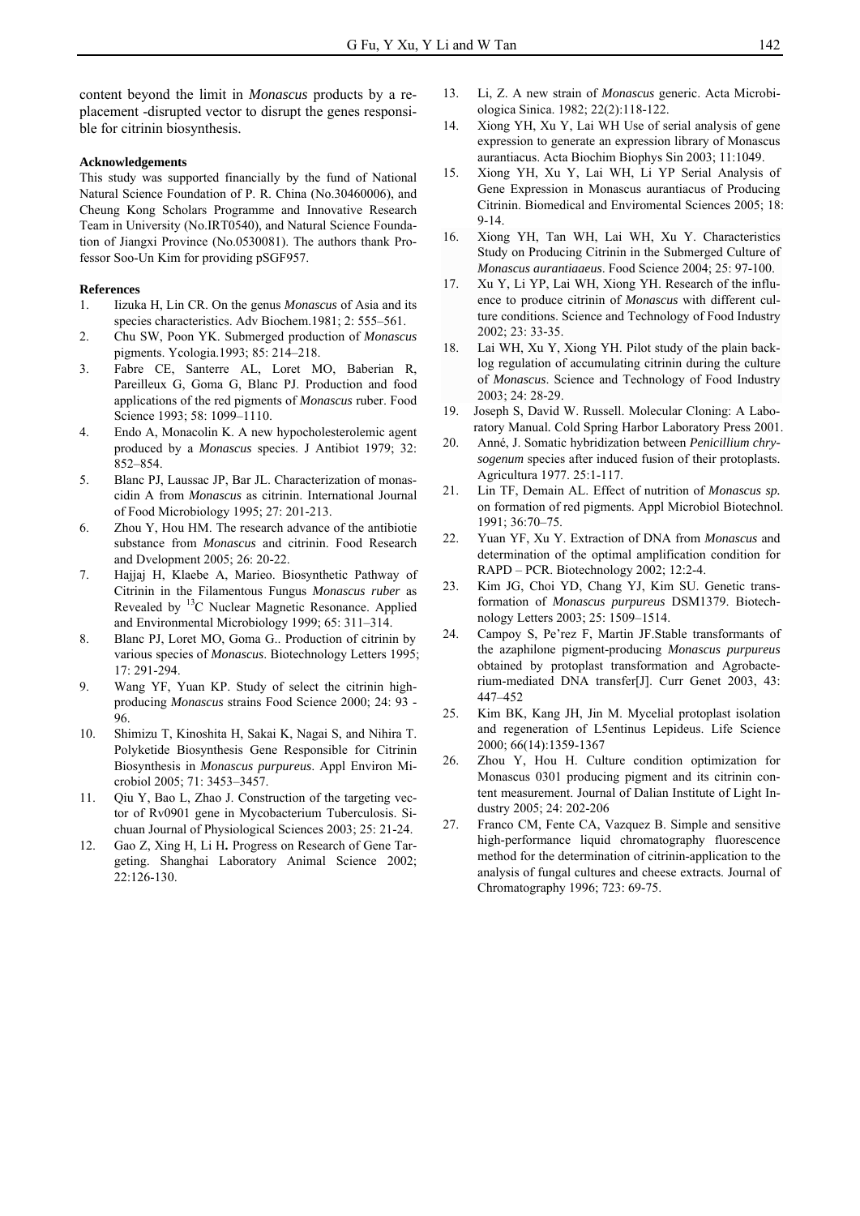content beyond the limit in *Monascus* products by a replacement -disrupted vector to disrupt the genes responsible for citrinin biosynthesis.

#### Acknowledgements

This study was supported financially by the fund of National Natural Science Foundation of P. R. China (No.30460006), and Cheung Kong Scholars Programme and Innovative Research Team in University (No.IRT0540), and Natural Science Foundation of Jiangxi Province (No.0530081). The authors thank Professor Soo-Un Kim for providing pSGF957.

#### References

1. Iizuka H, Lin CR. On the genus *Monascus* of Asia and its species characteristics. Adv Biochem.1981; 2: 555–561.
2. Chu SW, Poon YK. Submerged production of *Monascus* pigments. Ycologia.1993; 85: 214–218.
3. Fabre CE, Santerre AL, Loret MO, Baberian R, Pareilleux G, Goma G, Blanc PJ. Production and food applications of the red pigments of *Monascus* ruber. Food Science 1993; 58: 1099–1110.
4. Endo A, Monacolin K. A new hypocholesterolemic agent produced by a *Monascus* species. J Antibiot 1979; 32: 852–854.
5. Blanc PJ, Laussac JP, Bar JL. Characterization of monascidin A from *Monascus* as citrinin. International Journal of Food Microbiology 1995; 27: 201-213.
6. Zhou Y, Hou HM. The research advance of the antibiotie substance from *Monascus* and citrinin. Food Research and Dvelopment 2005; 26: 20-22.
7. Hajjaj H, Klaebe A, Marieo. Biosynthetic Pathway of Citrinin in the Filamentous Fungus *Monascus ruber* as Revealed by $^{13}C$ Nuclear Magnetic Resonance. Applied and Environmental Microbiology 1999; 65: 311–314.
8. Blanc PJ, Loret MO, Goma G.. Production of citrinin by various species of *Monascus*. Biotechnology Letters 1995; 17: 291-294.
9. Wang YF, Yuan KP. Study of select the citrinin high-producing *Monascus* strains Food Science 2000; 24: 93 - 96.
10. Shimizu T, Kinoshita H, Sakai K, Nagai S, and Nihira T. Polyketide Biosynthesis Gene Responsible for Citrinin Biosynthesis in *Monascus purpureus*. Appl Environ Microbiol 2005; 71: 3453–3457.
11. Qiu Y, Bao L, Zhao J. Construction of the targeting vector of Rv0901 gene in Mycobacterium Tuberculosis. Sichuan Journal of Physiological Sciences 2003; 25: 21-24.
12. Gao Z, Xing H, Li H**.** Progress on Research of Gene Targeting. Shanghai Laboratory Animal Science 2002; 22:126-130.
13. Li, Z. A new strain of *Monascus* generic. Acta Microbiologica Sinica. 1982; 22(2):118-122.
14. Xiong YH, Xu Y, Lai WH Use of serial analysis of gene expression to generate an expression library of Monascus aurantiacus. Acta Biochim Biophys Sin 2003; 11:1049.
15. Xiong YH, Xu Y, Lai WH, Li YP Serial Analysis of Gene Expression in Monascus aurantiacus of Producing Citrinin. Biomedical and Enviromental Sciences 2005; 18: 9-14.
16. Xiong YH, Tan WH, Lai WH, Xu Y. Characteristics Study on Producing Citrinin in the Submerged Culture of *Monascus aurantiaaeus*. Food Science 2004; 25: 97-100.
17. Xu Y, Li YP, Lai WH, Xiong YH. Research of the influence to produce citrinin of *Monascus* with different culture conditions. Science and Technology of Food Industry 2002; 23: 33-35.
18. Lai WH, Xu Y, Xiong YH. Pilot study of the plain backlog regulation of accumulating citrinin during the culture of *Monascus*. Science and Technology of Food Industry 2003; 24: 28-29.
19. Joseph S, David W. Russell. Molecular Cloning: A Laboratory Manual. Cold Spring Harbor Laboratory Press 2001.
20. Anné, J. Somatic hybridization between *Penicillium chrysogenum* species after induced fusion of their protoplasts. Agricultura 1977. 25:1-117.
21. Lin TF, Demain AL. Effect of nutrition of *Monascus sp.* on formation of red pigments. Appl Microbiol Biotechnol. 1991; 36:70–75.
22. Yuan YF, Xu Y. Extraction of DNA from *Monascus* and determination of the optimal amplification condition for RAPD – PCR. Biotechnology 2002; 12:2-4.
23. Kim JG, Choi YD, Chang YJ, Kim SU. Genetic transformation of *Monascus purpureus* DSM1379. Biotechnology Letters 2003; 25: 1509–1514.
24. Campoy S, Pe'rez F, Martin JF.Stable transformants of the azaphilone pigment-producing *Monascus purpureus* obtained by protoplast transformation and Agrobacterium-mediated DNA transfer[J]. Curr Genet 2003, 43: 447–452
25. Kim BK, Kang JH, Jin M. Mycelial protoplast isolation and regeneration of L5entinus Lepideus. Life Science 2000; 66(14):1359-1367
26. Zhou Y, Hou H. Culture condition optimization for Monascus 0301 producing pigment and its citrinin content measurement. Journal of Dalian Institute of Light Industry 2005; 24: 202-206
27. Franco CM, Fente CA, Vazquez B. Simple and sensitive high-performance liquid chromatography fluorescence method for the determination of citrinin-application to the analysis of fungal cultures and cheese extracts. Journal of Chromatography 1996; 723: 69-75.